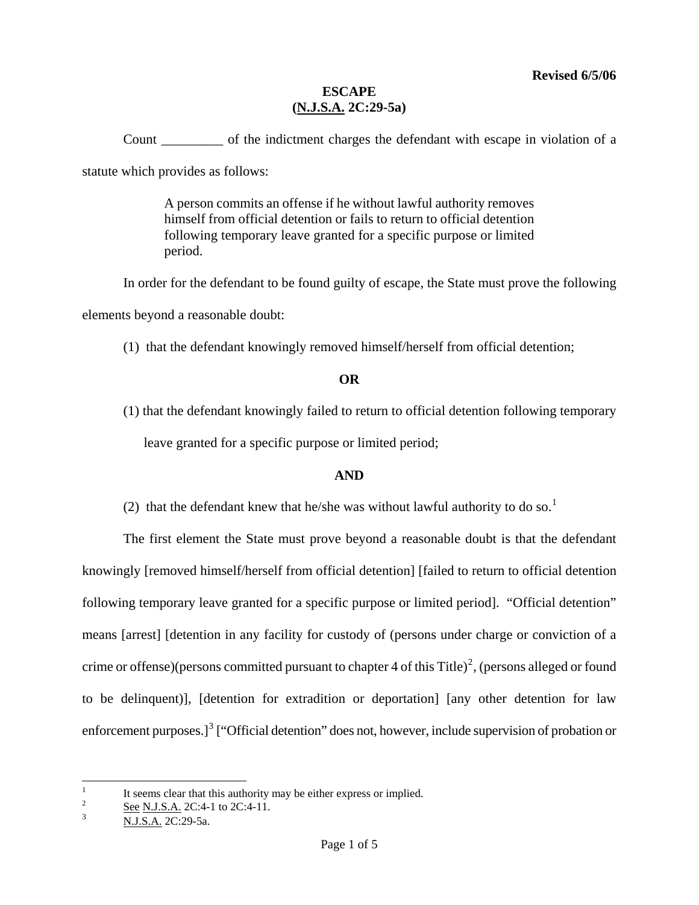**Revised 6/5/06**

# ESCAPE
## (N.J.S.A. 2C:29-5a)

Count _________ of the indictment charges the defendant with escape in violation of a statute which provides as follows:

> A person commits an offense if he without lawful authority removes himself from official detention or fails to return to official detention following temporary leave granted for a specific purpose or limited period.

In order for the defendant to be found guilty of escape, the State must prove the following elements beyond a reasonable doubt:

(1) that the defendant knowingly removed himself/herself from official detention;

**OR**

(1) that the defendant knowingly failed to return to official detention following temporary leave granted for a specific purpose or limited period;

**AND**

(2) that the defendant knew that he/she was without lawful authority to do so.[1]

The first element the State must prove beyond a reasonable doubt is that the defendant knowingly [removed himself/herself from official detention] [failed to return to official detention following temporary leave granted for a specific purpose or limited period]. "Official detention" means [arrest] [detention in any facility for custody of (persons under charge or conviction of a crime or offense)(persons committed pursuant to chapter 4 of this Title)[2], (persons alleged or found to be delinquent)], [detention for extradition or deportation] [any other detention for law enforcement purposes.][3] ["Official detention" does not, however, include supervision of probation or

---

[1] It seems clear that this authority may be either express or implied.

[2] See N.J.S.A. 2C:4-1 to 2C:4-11.

[3] N.J.S.A. 2C:29-5a.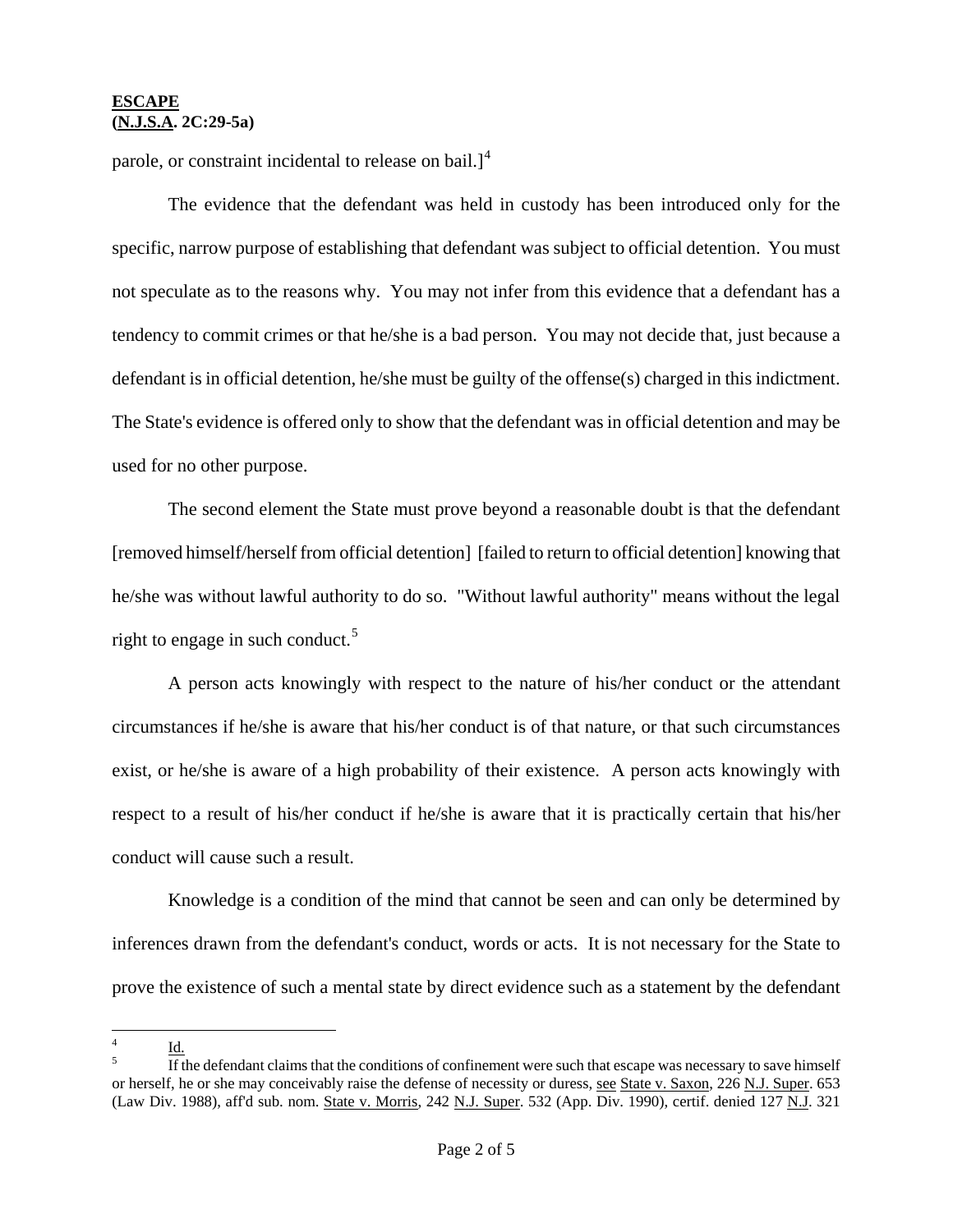parole, or constraint incidental to release on bail.][4]

The evidence that the defendant was held in custody has been introduced only for the specific, narrow purpose of establishing that defendant was subject to official detention. You must not speculate as to the reasons why. You may not infer from this evidence that a defendant has a tendency to commit crimes or that he/she is a bad person. You may not decide that, just because a defendant is in official detention, he/she must be guilty of the offense(s) charged in this indictment. The State's evidence is offered only to show that the defendant was in official detention and may be used for no other purpose.

The second element the State must prove beyond a reasonable doubt is that the defendant [removed himself/herself from official detention] [failed to return to official detention] knowing that he/she was without lawful authority to do so. "Without lawful authority" means without the legal right to engage in such conduct.[5]

A person acts knowingly with respect to the nature of his/her conduct or the attendant circumstances if he/she is aware that his/her conduct is of that nature, or that such circumstances exist, or he/she is aware of a high probability of their existence. A person acts knowingly with respect to a result of his/her conduct if he/she is aware that it is practically certain that his/her conduct will cause such a result.

Knowledge is a condition of the mind that cannot be seen and can only be determined by inferences drawn from the defendant's conduct, words or acts. It is not necessary for the State to prove the existence of such a mental state by direct evidence such as a statement by the defendant

---

[4] Id.

[5] If the defendant claims that the conditions of confinement were such that escape was necessary to save himself or herself, he or she may conceivably raise the defense of necessity or duress, see State v. Saxon, 226 N.J. Super. 653 (Law Div. 1988), aff'd sub. nom. State v. Morris, 242 N.J. Super. 532 (App. Div. 1990), certif. denied 127 N.J. 321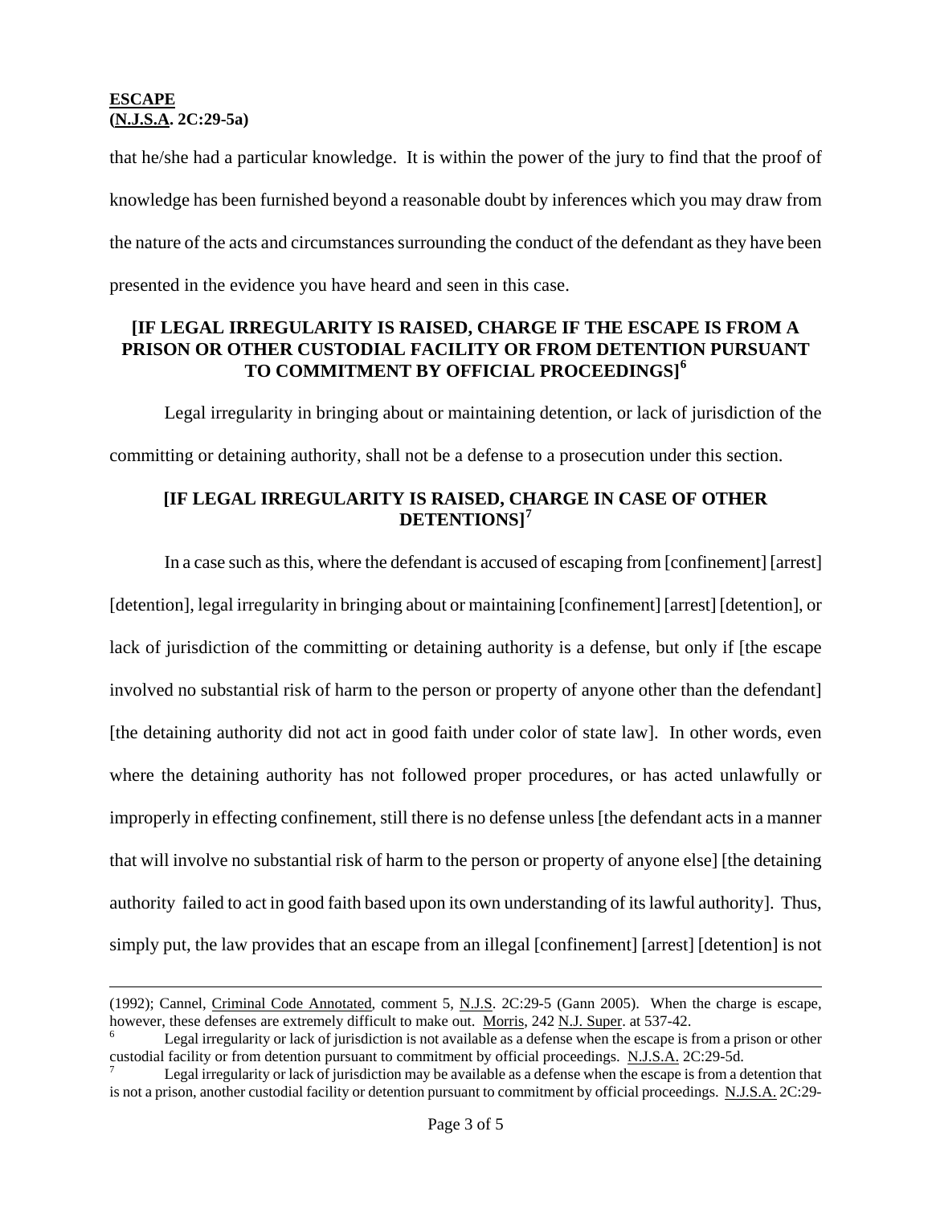that he/she had a particular knowledge. It is within the power of the jury to find that the proof of knowledge has been furnished beyond a reasonable doubt by inferences which you may draw from the nature of the acts and circumstances surrounding the conduct of the defendant as they have been presented in the evidence you have heard and seen in this case.

**[IF LEGAL IRREGULARITY IS RAISED, CHARGE IF THE ESCAPE IS FROM A PRISON OR OTHER CUSTODIAL FACILITY OR FROM DETENTION PURSUANT TO COMMITMENT BY OFFICIAL PROCEEDINGS][6]**

Legal irregularity in bringing about or maintaining detention, or lack of jurisdiction of the committing or detaining authority, shall not be a defense to a prosecution under this section.

**[IF LEGAL IRREGULARITY IS RAISED, CHARGE IN CASE OF OTHER DETENTIONS][7]**

In a case such as this, where the defendant is accused of escaping from [confinement] [arrest] [detention], legal irregularity in bringing about or maintaining [confinement] [arrest] [detention], or lack of jurisdiction of the committing or detaining authority is a defense, but only if [the escape involved no substantial risk of harm to the person or property of anyone other than the defendant] [the detaining authority did not act in good faith under color of state law]. In other words, even where the detaining authority has not followed proper procedures, or has acted unlawfully or improperly in effecting confinement, still there is no defense unless [the defendant acts in a manner that will involve no substantial risk of harm to the person or property of anyone else] [the detaining authority failed to act in good faith based upon its own understanding of its lawful authority]. Thus, simply put, the law provides that an escape from an illegal [confinement] [arrest] [detention] is not

---

(1992); Cannel, Criminal Code Annotated, comment 5, N.J.S. 2C:29-5 (Gann 2005). When the charge is escape, however, these defenses are extremely difficult to make out. Morris, 242 N.J. Super. at 537-42.

[6] Legal irregularity or lack of jurisdiction is not available as a defense when the escape is from a prison or other custodial facility or from detention pursuant to commitment by official proceedings. N.J.S.A. 2C:29-5d.

[7] Legal irregularity or lack of jurisdiction may be available as a defense when the escape is from a detention that is not a prison, another custodial facility or detention pursuant to commitment by official proceedings. N.J.S.A. 2C:29-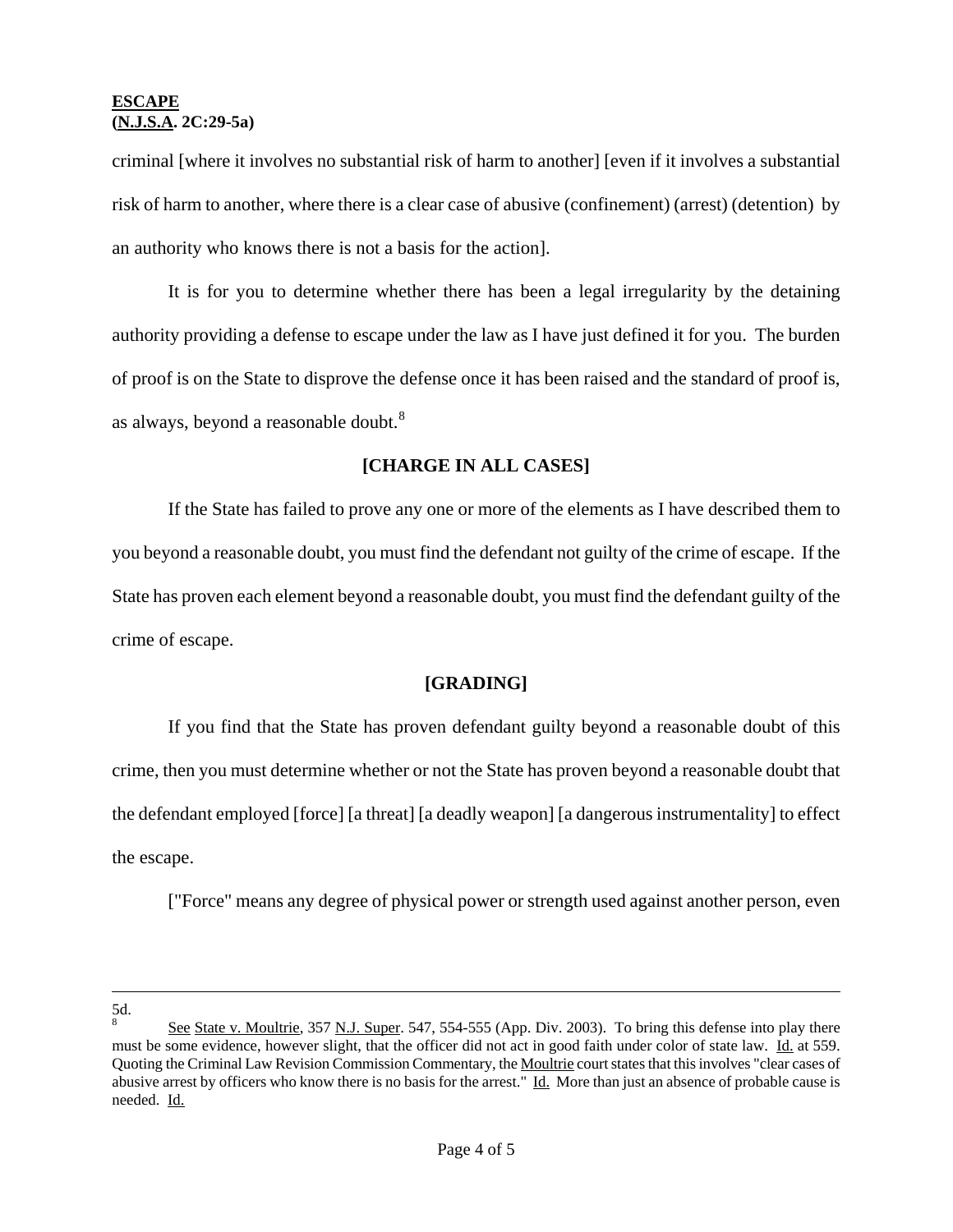criminal [where it involves no substantial risk of harm to another] [even if it involves a substantial risk of harm to another, where there is a clear case of abusive (confinement) (arrest) (detention) by an authority who knows there is not a basis for the action].

It is for you to determine whether there has been a legal irregularity by the detaining authority providing a defense to escape under the law as I have just defined it for you. The burden of proof is on the State to disprove the defense once it has been raised and the standard of proof is, as always, beyond a reasonable doubt.[8]

**[CHARGE IN ALL CASES]**

If the State has failed to prove any one or more of the elements as I have described them to you beyond a reasonable doubt, you must find the defendant not guilty of the crime of escape. If the State has proven each element beyond a reasonable doubt, you must find the defendant guilty of the crime of escape.

**[GRADING]**

If you find that the State has proven defendant guilty beyond a reasonable doubt of this crime, then you must determine whether or not the State has proven beyond a reasonable doubt that the defendant employed [force] [a threat] [a deadly weapon] [a dangerous instrumentality] to effect the escape.

["Force" means any degree of physical power or strength used against another person, even

---

5d.

[8] See State v. Moultrie, 357 N.J. Super. 547, 554-555 (App. Div. 2003). To bring this defense into play there must be some evidence, however slight, that the officer did not act in good faith under color of state law. Id. at 559. Quoting the Criminal Law Revision Commission Commentary, the Moultrie court states that this involves "clear cases of abusive arrest by officers who know there is no basis for the arrest." Id. More than just an absence of probable cause is needed. Id.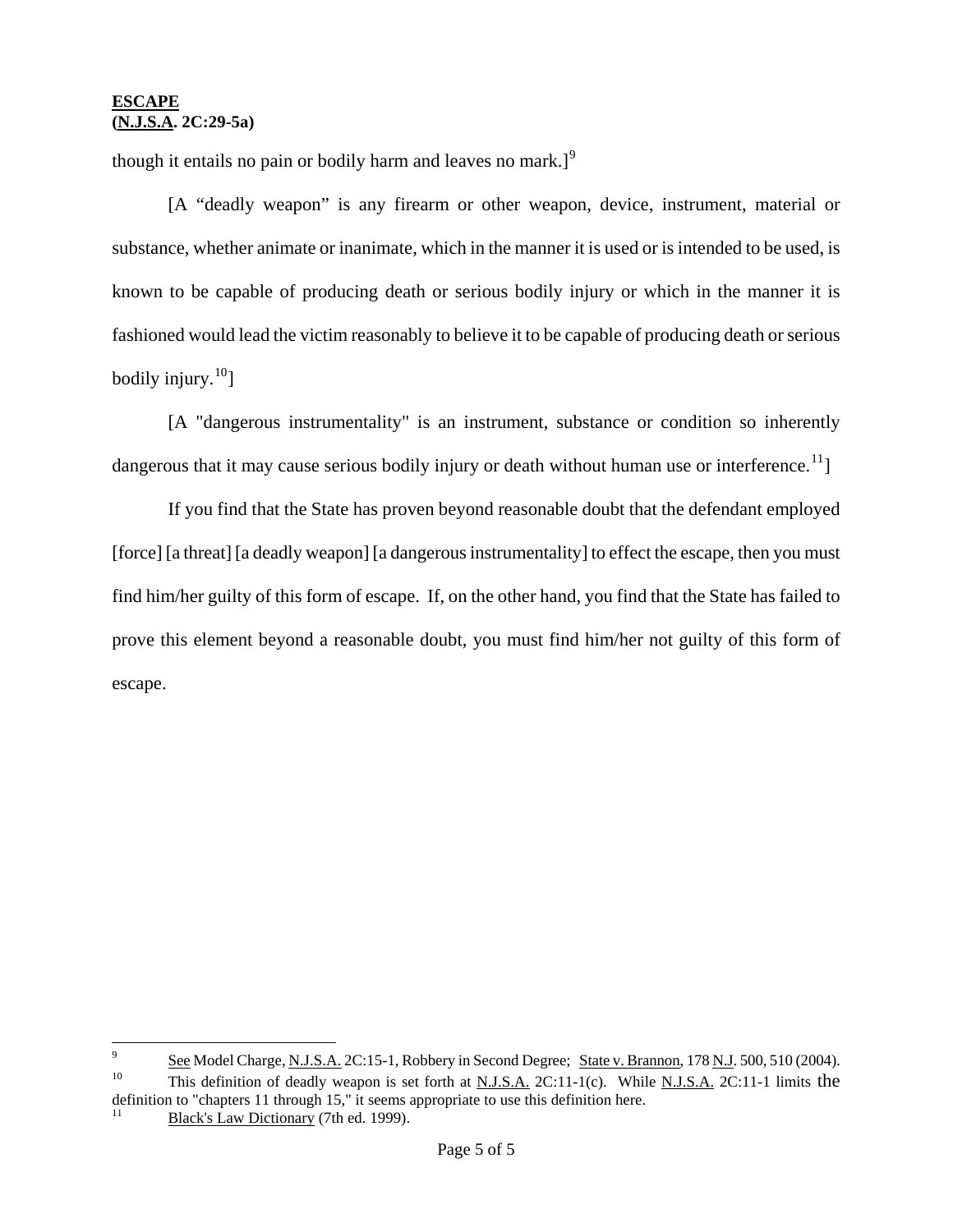though it entails no pain or bodily harm and leaves no mark.][9]

[A “deadly weapon” is any firearm or other weapon, device, instrument, material or substance, whether animate or inanimate, which in the manner it is used or is intended to be used, is known to be capable of producing death or serious bodily injury or which in the manner it is fashioned would lead the victim reasonably to believe it to be capable of producing death or serious bodily injury.[10]]

[A "dangerous instrumentality" is an instrument, substance or condition so inherently dangerous that it may cause serious bodily injury or death without human use or interference.[11]]

If you find that the State has proven beyond reasonable doubt that the defendant employed [force] [a threat] [a deadly weapon] [a dangerous instrumentality] to effect the escape, then you must find him/her guilty of this form of escape. If, on the other hand, you find that the State has failed to prove this element beyond a reasonable doubt, you must find him/her not guilty of this form of escape.

---

[9] See Model Charge, N.J.S.A. 2C:15-1, Robbery in Second Degree; State v. Brannon, 178 N.J. 500, 510 (2004).

[10] This definition of deadly weapon is set forth at N.J.S.A. 2C:11-1(c). While N.J.S.A. 2C:11-1 limits the definition to "chapters 11 through 15," it seems appropriate to use this definition here.

[11] Black's Law Dictionary (7th ed. 1999).